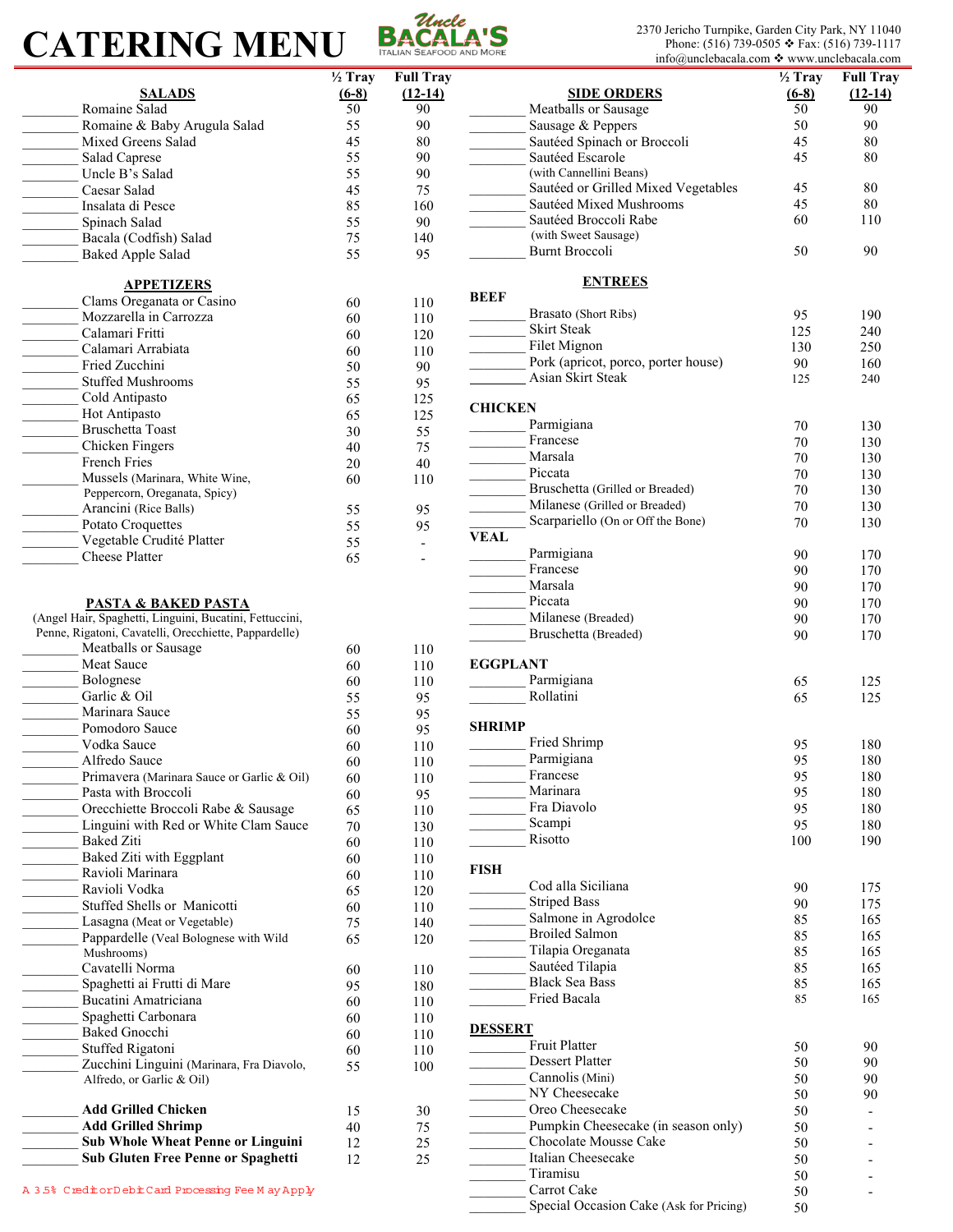# CATERING MENU

**Uncle BACALA'S** — Italian Seafood and More

2370 Jericho Turnpike, Garden City Park, NY 11040
Phone: (516) 739-0505 ❖ Fax: (516) 739-1117
info@unclebacala.com ❖ www.unclebacala.com

## SALADS

| | ½ Tray (6-8) | Full Tray (12-14) |
|---|---|---|
| Romaine Salad | 50 | 90 |
| Romaine & Baby Arugula Salad | 55 | 90 |
| Mixed Greens Salad | 45 | 80 |
| Salad Caprese | 55 | 90 |
| Uncle B's Salad | 55 | 90 |
| Caesar Salad | 45 | 75 |
| Insalata di Pesce | 85 | 160 |
| Spinach Salad | 55 | 90 |
| Bacala (Codfish) Salad | 75 | 140 |
| Baked Apple Salad | 55 | 95 |

## APPETIZERS

| | ½ Tray (6-8) | Full Tray (12-14) |
|---|---|---|
| Clams Oreganata or Casino | 60 | 110 |
| Mozzarella in Carrozza | 60 | 110 |
| Calamari Fritti | 60 | 120 |
| Calamari Arrabiata | 60 | 110 |
| Fried Zucchini | 50 | 90 |
| Stuffed Mushrooms | 55 | 95 |
| Cold Antipasto | 65 | 125 |
| Hot Antipasto | 65 | 125 |
| Bruschetta Toast | 30 | 55 |
| Chicken Fingers | 40 | 75 |
| French Fries | 20 | 40 |
| Mussels (Marinara, White Wine, Peppercorn, Oreganata, Spicy) | 60 | 110 |
| Arancini (Rice Balls) | 55 | 95 |
| Potato Croquettes | 55 | 95 |
| Vegetable Crudité Platter | 55 | - |
| Cheese Platter | 65 | - |

## PASTA & BAKED PASTA

(Angel Hair, Spaghetti, Linguini, Bucatini, Fettuccini, Penne, Rigatoni, Cavatelli, Orecchiette, Pappardelle)

| | ½ Tray (6-8) | Full Tray (12-14) |
|---|---|---|
| Meatballs or Sausage | 60 | 110 |
| Meat Sauce | 60 | 110 |
| Bolognese | 60 | 110 |
| Garlic & Oil | 55 | 95 |
| Marinara Sauce | 55 | 95 |
| Pomodoro Sauce | 60 | 95 |
| Vodka Sauce | 60 | 110 |
| Alfredo Sauce | 60 | 110 |
| Primavera (Marinara Sauce or Garlic & Oil) | 60 | 110 |
| Pasta with Broccoli | 60 | 95 |
| Orecchiette Broccoli Rabe & Sausage | 65 | 110 |
| Linguini with Red or White Clam Sauce | 70 | 130 |
| Baked Ziti | 60 | 110 |
| Baked Ziti with Eggplant | 60 | 110 |
| Ravioli Marinara | 60 | 110 |
| Ravioli Vodka | 65 | 120 |
| Stuffed Shells or Manicotti | 60 | 110 |
| Lasagna (Meat or Vegetable) | 75 | 140 |
| Pappardelle (Veal Bolognese with Wild Mushrooms) | 65 | 120 |
| Cavatelli Norma | 60 | 110 |
| Spaghetti ai Frutti di Mare | 95 | 180 |
| Bucatini Amatriciana | 60 | 110 |
| Spaghetti Carbonara | 60 | 110 |
| Baked Gnocchi | 60 | 110 |
| Stuffed Rigatoni | 60 | 110 |
| Zucchini Linguini (Marinara, Fra Diavolo, Alfredo, or Garlic & Oil) | 55 | 100 |
| **Add Grilled Chicken** | 15 | 30 |
| **Add Grilled Shrimp** | 40 | 75 |
| **Sub Whole Wheat Penne or Linguini** | 12 | 25 |
| **Sub Gluten Free Penne or Spaghetti** | 12 | 25 |

A 3.5% Credit or Debit Card Processing Fee May Apply

## SIDE ORDERS

| | ½ Tray (6-8) | Full Tray (12-14) |
|---|---|---|
| Meatballs or Sausage | 50 | 90 |
| Sausage & Peppers | 50 | 90 |
| Sautéed Spinach or Broccoli | 45 | 80 |
| Sautéed Escarole (with Cannellini Beans) | 45 | 80 |
| Sautéed or Grilled Mixed Vegetables | 45 | 80 |
| Sautéed Mixed Mushrooms | 45 | 80 |
| Sautéed Broccoli Rabe (with Sweet Sausage) | 60 | 110 |
| Burnt Broccoli | 50 | 90 |

## ENTREES

### BEEF

| | ½ Tray (6-8) | Full Tray (12-14) |
|---|---|---|
| Brasato (Short Ribs) | 95 | 190 |
| Skirt Steak | 125 | 240 |
| Filet Mignon | 130 | 250 |
| Pork (apricot, porco, porter house) | 90 | 160 |
| Asian Skirt Steak | 125 | 240 |

### CHICKEN

| | ½ Tray (6-8) | Full Tray (12-14) |
|---|---|---|
| Parmigiana | 70 | 130 |
| Francese | 70 | 130 |
| Marsala | 70 | 130 |
| Piccata | 70 | 130 |
| Bruschetta (Grilled or Breaded) | 70 | 130 |
| Milanese (Grilled or Breaded) | 70 | 130 |
| Scarpariello (On or Off the Bone) | 70 | 130 |

### VEAL

| | ½ Tray (6-8) | Full Tray (12-14) |
|---|---|---|
| Parmigiana | 90 | 170 |
| Francese | 90 | 170 |
| Marsala | 90 | 170 |
| Piccata | 90 | 170 |
| Milanese (Breaded) | 90 | 170 |
| Bruschetta (Breaded) | 90 | 170 |

### EGGPLANT

| | ½ Tray (6-8) | Full Tray (12-14) |
|---|---|---|
| Parmigiana | 65 | 125 |
| Rollatini | 65 | 125 |

### SHRIMP

| | ½ Tray (6-8) | Full Tray (12-14) |
|---|---|---|
| Fried Shrimp | 95 | 180 |
| Parmigiana | 95 | 180 |
| Francese | 95 | 180 |
| Marinara | 95 | 180 |
| Fra Diavolo | 95 | 180 |
| Scampi | 95 | 180 |
| Risotto | 100 | 190 |

### FISH

| | ½ Tray (6-8) | Full Tray (12-14) |
|---|---|---|
| Cod alla Siciliana | 90 | 175 |
| Striped Bass | 90 | 175 |
| Salmone in Agrodolce | 85 | 165 |
| Broiled Salmon | 85 | 165 |
| Tilapia Oreganata | 85 | 165 |
| Sautéed Tilapia | 85 | 165 |
| Black Sea Bass | 85 | 165 |
| Fried Bacala | 85 | 165 |

## DESSERT

| | ½ Tray (6-8) | Full Tray (12-14) |
|---|---|---|
| Fruit Platter | 50 | 90 |
| Dessert Platter | 50 | 90 |
| Cannolis (Mini) | 50 | 90 |
| NY Cheesecake | 50 | 90 |
| Oreo Cheesecake | 50 | - |
| Pumpkin Cheesecake (in season only) | 50 | - |
| Chocolate Mousse Cake | 50 | - |
| Italian Cheesecake | 50 | - |
| Tiramisu | 50 | - |
| Carrot Cake | 50 | - |
| Special Occasion Cake (Ask for Pricing) | 50 | |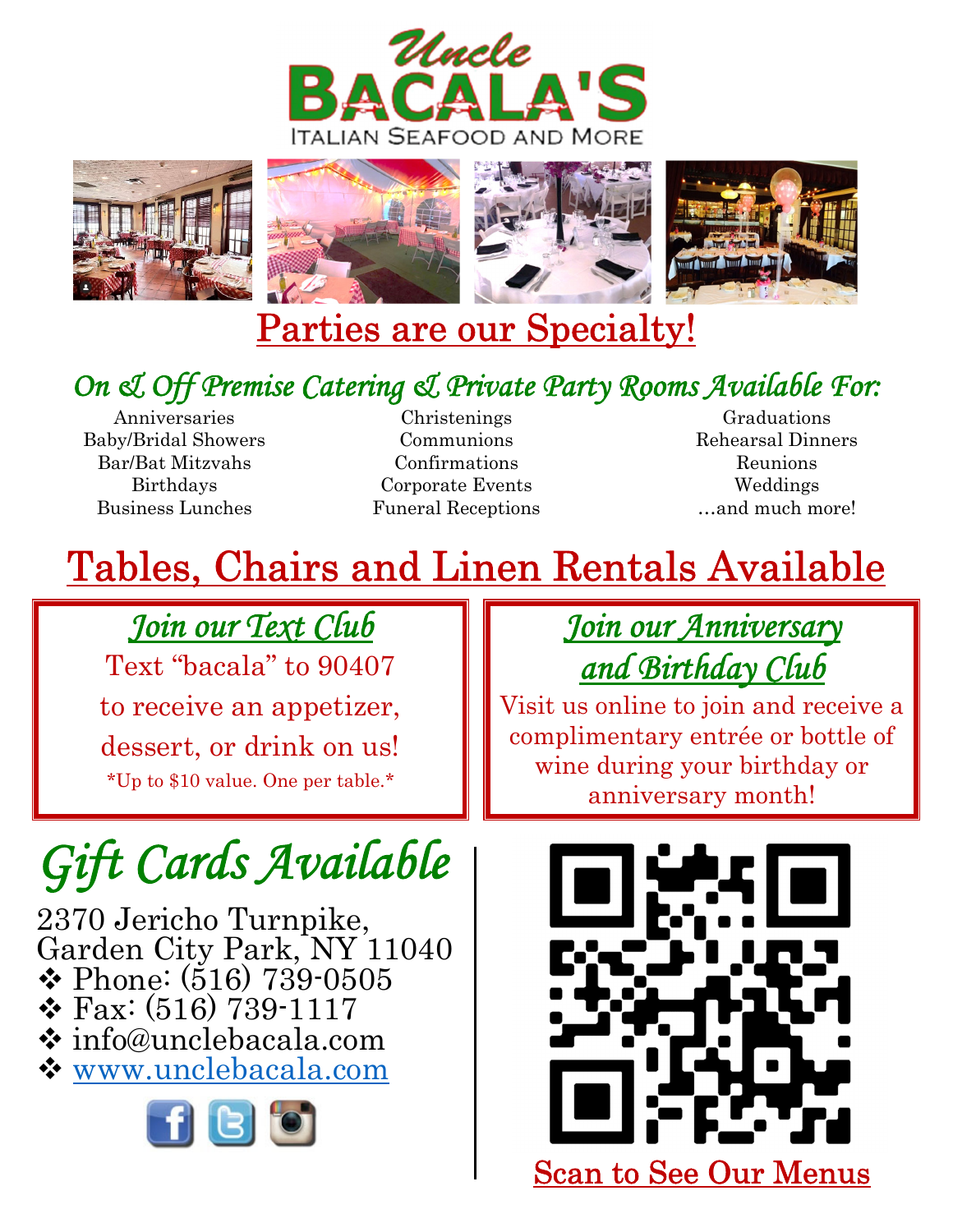# Uncle BACALA'S

ITALIAN SEAFOOD AND MORE

## Parties are our Specialty!

### *On & Off Premise Catering & Private Party Rooms Available For:*

Anniversaries
Baby/Bridal Showers
Bar/Bat Mitzvahs
Birthdays
Business Lunches
Christenings
Communions
Confirmations
Corporate Events
Funeral Receptions
Graduations
Rehearsal Dinners
Reunions
Weddings
…and much more!

## Tables, Chairs and Linen Rentals Available

### *Join our Text Club*

Text "bacala" to 90407 to receive an appetizer, dessert, or drink on us!

\*Up to $10 value. One per table.\*

### *Join our Anniversary and Birthday Club*

Visit us online to join and receive a complimentary entrée or bottle of wine during your birthday or anniversary month!

## *Gift Cards Available*

2370 Jericho Turnpike,
Garden City Park, NY 11040

- ❖ Phone: (516) 739-0505
- ❖ Fax: (516) 739-1117
- ❖ info@unclebacala.com
- ❖ www.unclebacala.com

Scan to See Our Menus